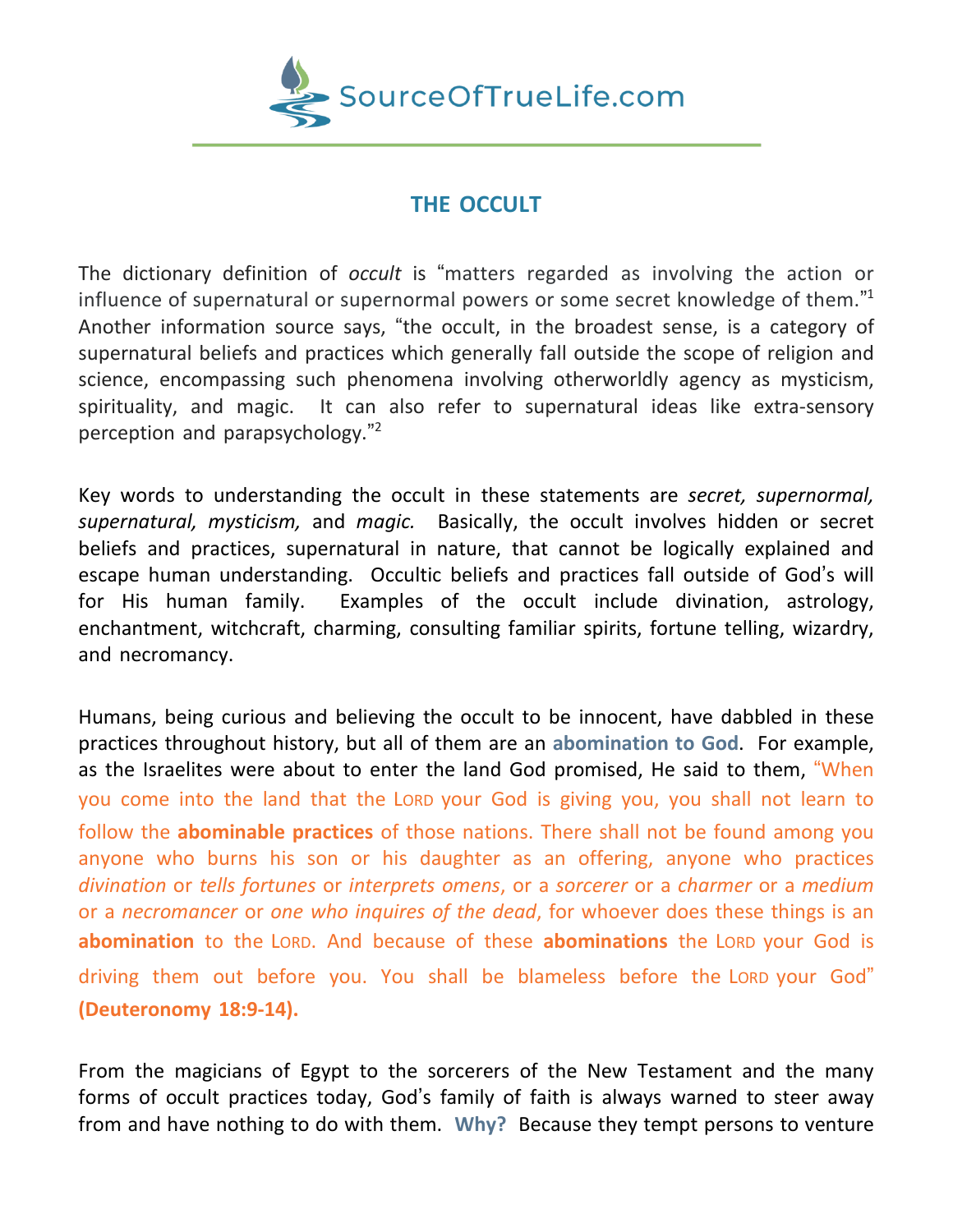SourceOfTrueLife.com

# THE OCCULT

The dictionary definition of *occult* is "matters regarded as involving the action or influence of supernatural or supernormal powers or some secret knowledge of them."[1] Another information source says, "the occult, in the broadest sense, is a category of supernatural beliefs and practices which generally fall outside the scope of religion and science, encompassing such phenomena involving otherworldly agency as mysticism, spirituality, and magic. It can also refer to supernatural ideas like extra-sensory perception and parapsychology."[2]

Key words to understanding the occult in these statements are *secret, supernormal, supernatural, mysticism,* and *magic.* Basically, the occult involves hidden or secret beliefs and practices, supernatural in nature, that cannot be logically explained and escape human understanding. Occultic beliefs and practices fall outside of God's will for His human family. Examples of the occult include divination, astrology, enchantment, witchcraft, charming, consulting familiar spirits, fortune telling, wizardry, and necromancy.

Humans, being curious and believing the occult to be innocent, have dabbled in these practices throughout history, but all of them are an **abomination to God**. For example, as the Israelites were about to enter the land God promised, He said to them, "When you come into the land that the LORD your God is giving you, you shall not learn to follow the **abominable practices** of those nations. There shall not be found among you anyone who burns his son or his daughter as an offering, anyone who practices *divination* or *tells fortunes* or *interprets omens*, or a *sorcerer* or a *charmer* or a *medium* or a *necromancer* or *one who inquires of the dead*, for whoever does these things is an **abomination** to the LORD. And because of these **abominations** the LORD your God is driving them out before you. You shall be blameless before the LORD your God" **(Deuteronomy 18:9-14).**

From the magicians of Egypt to the sorcerers of the New Testament and the many forms of occult practices today, God's family of faith is always warned to steer away from and have nothing to do with them. **Why?** Because they tempt persons to venture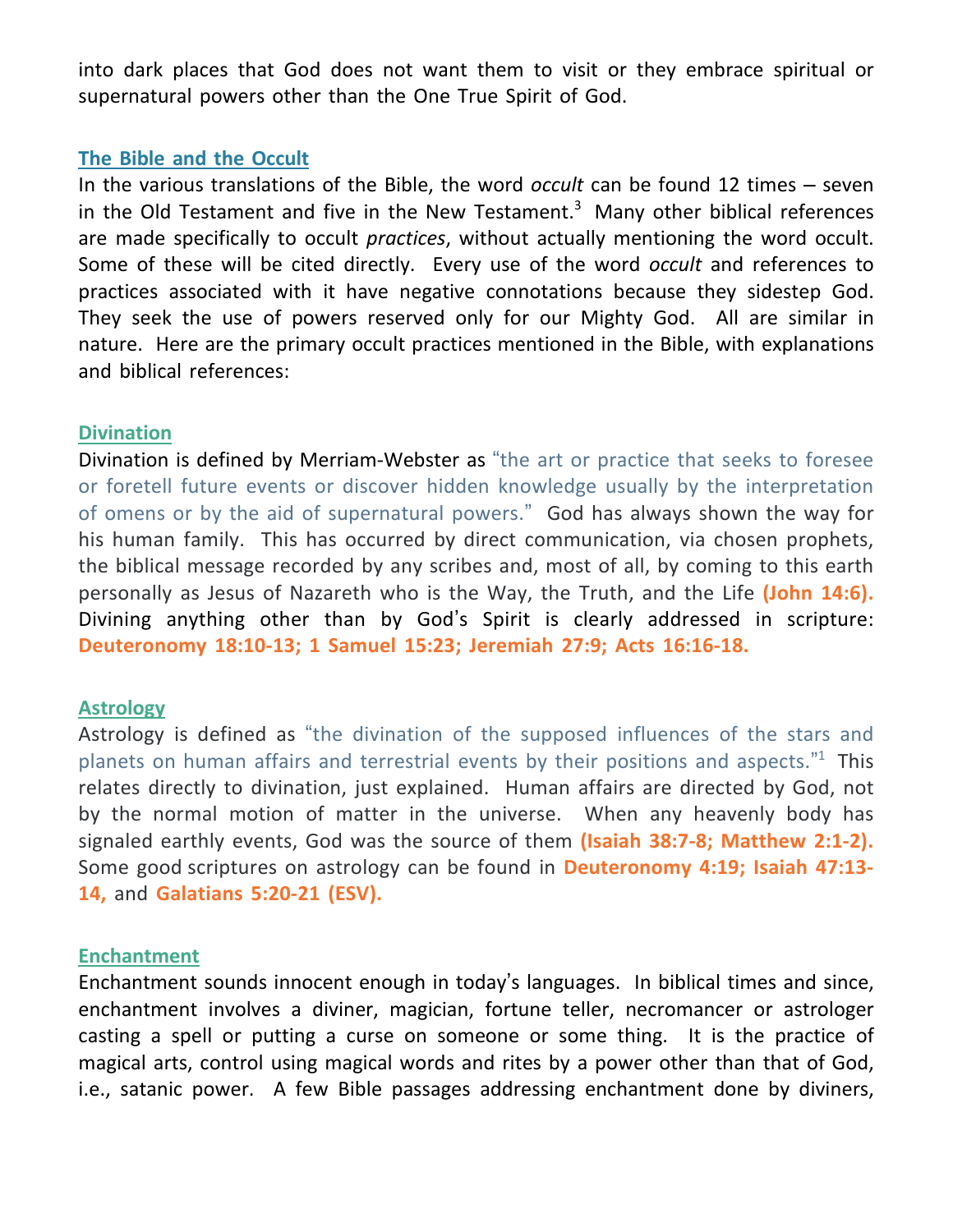into dark places that God does not want them to visit or they embrace spiritual or supernatural powers other than the One True Spirit of God.

## The Bible and the Occult

In the various translations of the Bible, the word *occult* can be found 12 times – seven in the Old Testament and five in the New Testament.[3] Many other biblical references are made specifically to occult *practices*, without actually mentioning the word occult. Some of these will be cited directly. Every use of the word *occult* and references to practices associated with it have negative connotations because they sidestep God. They seek the use of powers reserved only for our Mighty God. All are similar in nature. Here are the primary occult practices mentioned in the Bible, with explanations and biblical references:

### Divination

Divination is defined by Merriam-Webster as "the art or practice that seeks to foresee or foretell future events or discover hidden knowledge usually by the interpretation of omens or by the aid of supernatural powers." God has always shown the way for his human family. This has occurred by direct communication, via chosen prophets, the biblical message recorded by any scribes and, most of all, by coming to this earth personally as Jesus of Nazareth who is the Way, the Truth, and the Life **(John 14:6).** Divining anything other than by God's Spirit is clearly addressed in scripture: **Deuteronomy 18:10-13; 1 Samuel 15:23; Jeremiah 27:9; Acts 16:16-18.**

### Astrology

Astrology is defined as "the divination of the supposed influences of the stars and planets on human affairs and terrestrial events by their positions and aspects."[1] This relates directly to divination, just explained. Human affairs are directed by God, not by the normal motion of matter in the universe. When any heavenly body has signaled earthly events, God was the source of them **(Isaiah 38:7-8; Matthew 2:1-2).** Some good scriptures on astrology can be found in **Deuteronomy 4:19; Isaiah 47:13-14,** and **Galatians 5:20-21 (ESV).**

### Enchantment

Enchantment sounds innocent enough in today's languages. In biblical times and since, enchantment involves a diviner, magician, fortune teller, necromancer or astrologer casting a spell or putting a curse on someone or some thing. It is the practice of magical arts, control using magical words and rites by a power other than that of God, i.e., satanic power. A few Bible passages addressing enchantment done by diviners,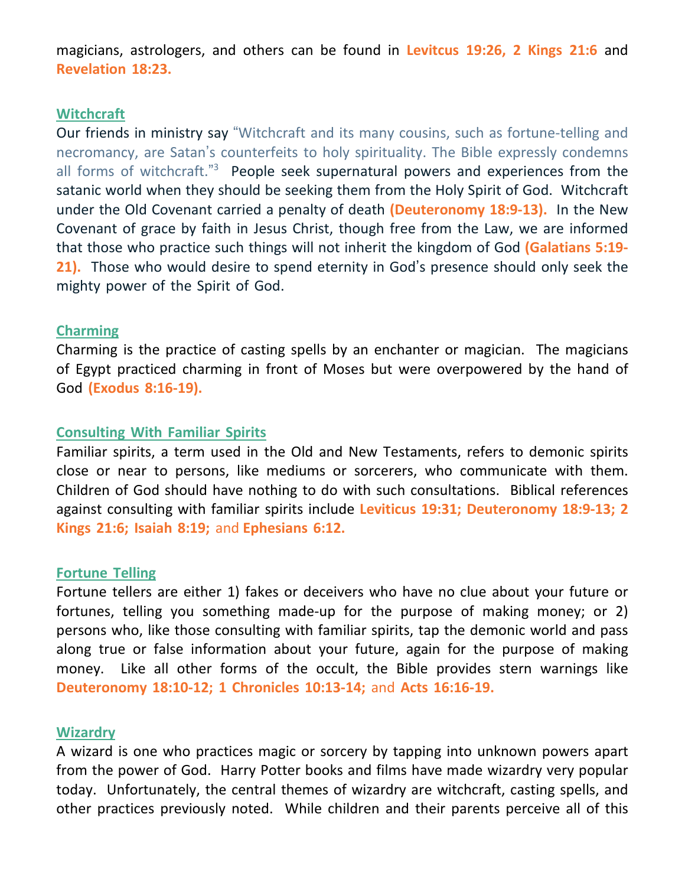magicians, astrologers, and others can be found in **Levitcus 19:26, 2 Kings 21:6** and **Revelation 18:23.**

## Witchcraft

Our friends in ministry say "Witchcraft and its many cousins, such as fortune-telling and necromancy, are Satan's counterfeits to holy spirituality. The Bible expressly condemns all forms of witchcraft."[3] People seek supernatural powers and experiences from the satanic world when they should be seeking them from the Holy Spirit of God. Witchcraft under the Old Covenant carried a penalty of death **(Deuteronomy 18:9-13).** In the New Covenant of grace by faith in Jesus Christ, though free from the Law, we are informed that those who practice such things will not inherit the kingdom of God **(Galatians 5:19-21).** Those who would desire to spend eternity in God's presence should only seek the mighty power of the Spirit of God.

## Charming

Charming is the practice of casting spells by an enchanter or magician. The magicians of Egypt practiced charming in front of Moses but were overpowered by the hand of God **(Exodus 8:16-19).**

## Consulting With Familiar Spirits

Familiar spirits, a term used in the Old and New Testaments, refers to demonic spirits close or near to persons, like mediums or sorcerers, who communicate with them. Children of God should have nothing to do with such consultations. Biblical references against consulting with familiar spirits include **Leviticus 19:31; Deuteronomy 18:9-13; 2 Kings 21:6; Isaiah 8:19;** and **Ephesians 6:12.**

## Fortune Telling

Fortune tellers are either 1) fakes or deceivers who have no clue about your future or fortunes, telling you something made-up for the purpose of making money; or 2) persons who, like those consulting with familiar spirits, tap the demonic world and pass along true or false information about your future, again for the purpose of making money. Like all other forms of the occult, the Bible provides stern warnings like **Deuteronomy 18:10-12; 1 Chronicles 10:13-14;** and **Acts 16:16-19.**

## Wizardry

A wizard is one who practices magic or sorcery by tapping into unknown powers apart from the power of God. Harry Potter books and films have made wizardry very popular today. Unfortunately, the central themes of wizardry are witchcraft, casting spells, and other practices previously noted. While children and their parents perceive all of this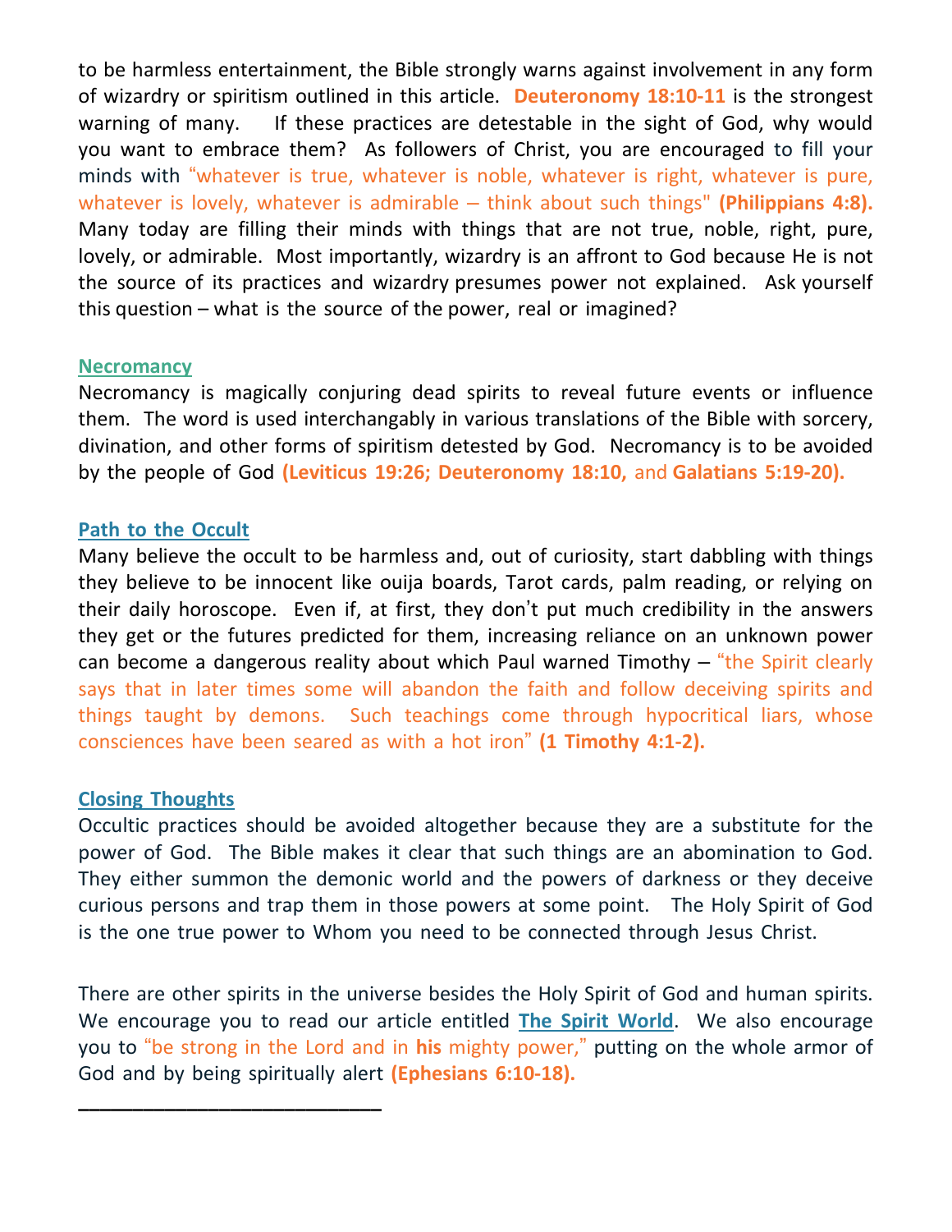to be harmless entertainment, the Bible strongly warns against involvement in any form of wizardry or spiritism outlined in this article. **Deuteronomy 18:10-11** is the strongest warning of many. If these practices are detestable in the sight of God, why would you want to embrace them? As followers of Christ, you are encouraged to fill your minds with "whatever is true, whatever is noble, whatever is right, whatever is pure, whatever is lovely, whatever is admirable – think about such things" **(Philippians 4:8).** Many today are filling their minds with things that are not true, noble, right, pure, lovely, or admirable. Most importantly, wizardry is an affront to God because He is not the source of its practices and wizardry presumes power not explained. Ask yourself this question – what is the source of the power, real or imagined?

## Necromancy

Necromancy is magically conjuring dead spirits to reveal future events or influence them. The word is used interchangably in various translations of the Bible with sorcery, divination, and other forms of spiritism detested by God. Necromancy is to be avoided by the people of God **(Leviticus 19:26; Deuteronomy 18:10,** and **Galatians 5:19-20).**

## Path to the Occult

Many believe the occult to be harmless and, out of curiosity, start dabbling with things they believe to be innocent like ouija boards, Tarot cards, palm reading, or relying on their daily horoscope. Even if, at first, they don't put much credibility in the answers they get or the futures predicted for them, increasing reliance on an unknown power can become a dangerous reality about which Paul warned Timothy – "the Spirit clearly says that in later times some will abandon the faith and follow deceiving spirits and things taught by demons. Such teachings come through hypocritical liars, whose consciences have been seared as with a hot iron" **(1 Timothy 4:1-2).**

## Closing Thoughts

Occultic practices should be avoided altogether because they are a substitute for the power of God. The Bible makes it clear that such things are an abomination to God. They either summon the demonic world and the powers of darkness or they deceive curious persons and trap them in those powers at some point. The Holy Spirit of God is the one true power to Whom you need to be connected through Jesus Christ.

There are other spirits in the universe besides the Holy Spirit of God and human spirits. We encourage you to read our article entitled **The Spirit World**. We also encourage you to "be strong in the Lord and in **his** mighty power," putting on the whole armor of God and by being spiritually alert **(Ephesians 6:10-18).**

---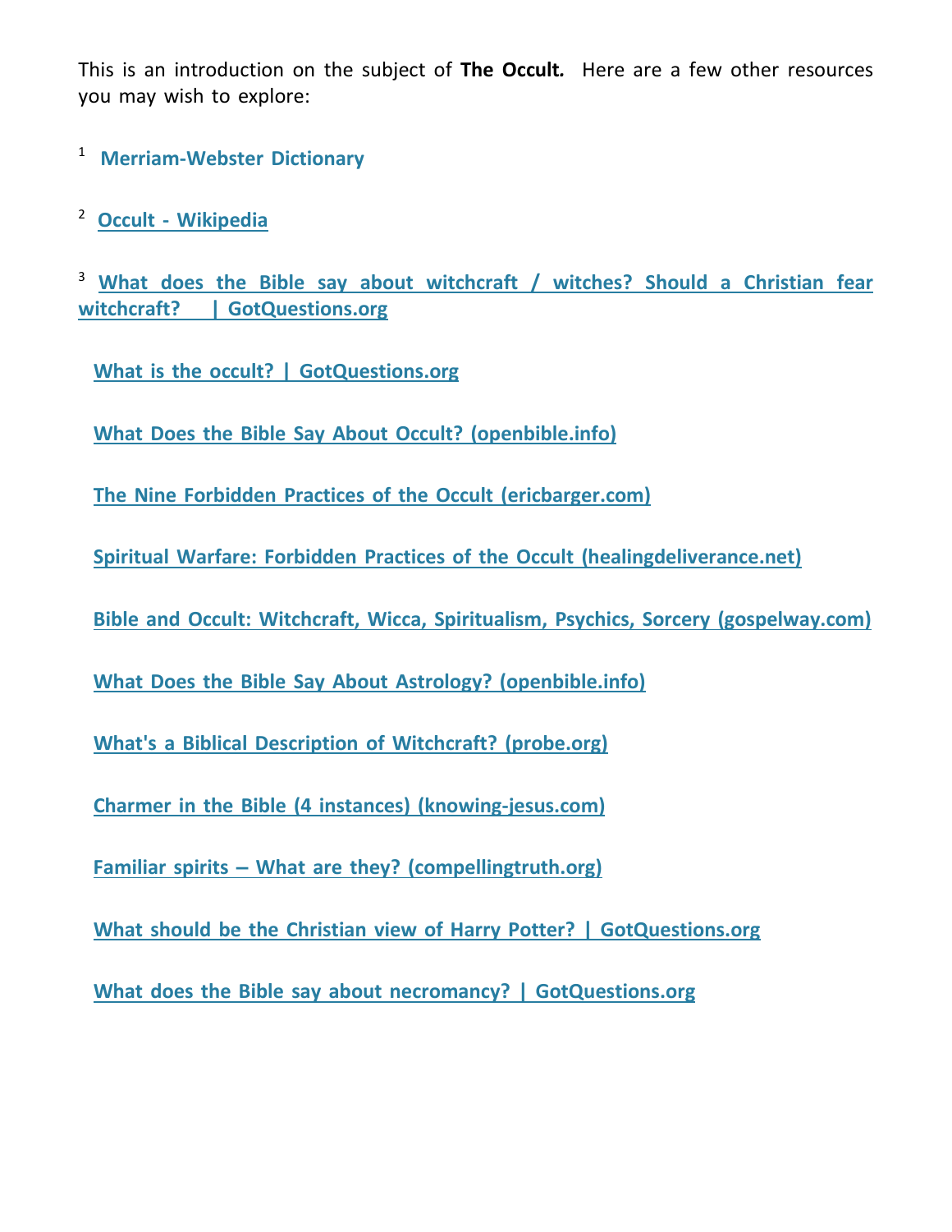This is an introduction on the subject of **The Occult.** Here are a few other resources you may wish to explore:

[1] **Merriam-Webster Dictionary**

[2] **Occult - Wikipedia**

[3] **What does the Bible say about witchcraft / witches? Should a Christian fear witchcraft? | GotQuestions.org**

**What is the occult? | GotQuestions.org**

**What Does the Bible Say About Occult? (openbible.info)**

**The Nine Forbidden Practices of the Occult (ericbarger.com)**

**Spiritual Warfare: Forbidden Practices of the Occult (healingdeliverance.net)**

**Bible and Occult: Witchcraft, Wicca, Spiritualism, Psychics, Sorcery (gospelway.com)**

**What Does the Bible Say About Astrology? (openbible.info)**

**What's a Biblical Description of Witchcraft? (probe.org)**

**Charmer in the Bible (4 instances) (knowing-jesus.com)**

**Familiar spirits – What are they? (compellingtruth.org)**

**What should be the Christian view of Harry Potter? | GotQuestions.org**

**What does the Bible say about necromancy? | GotQuestions.org**